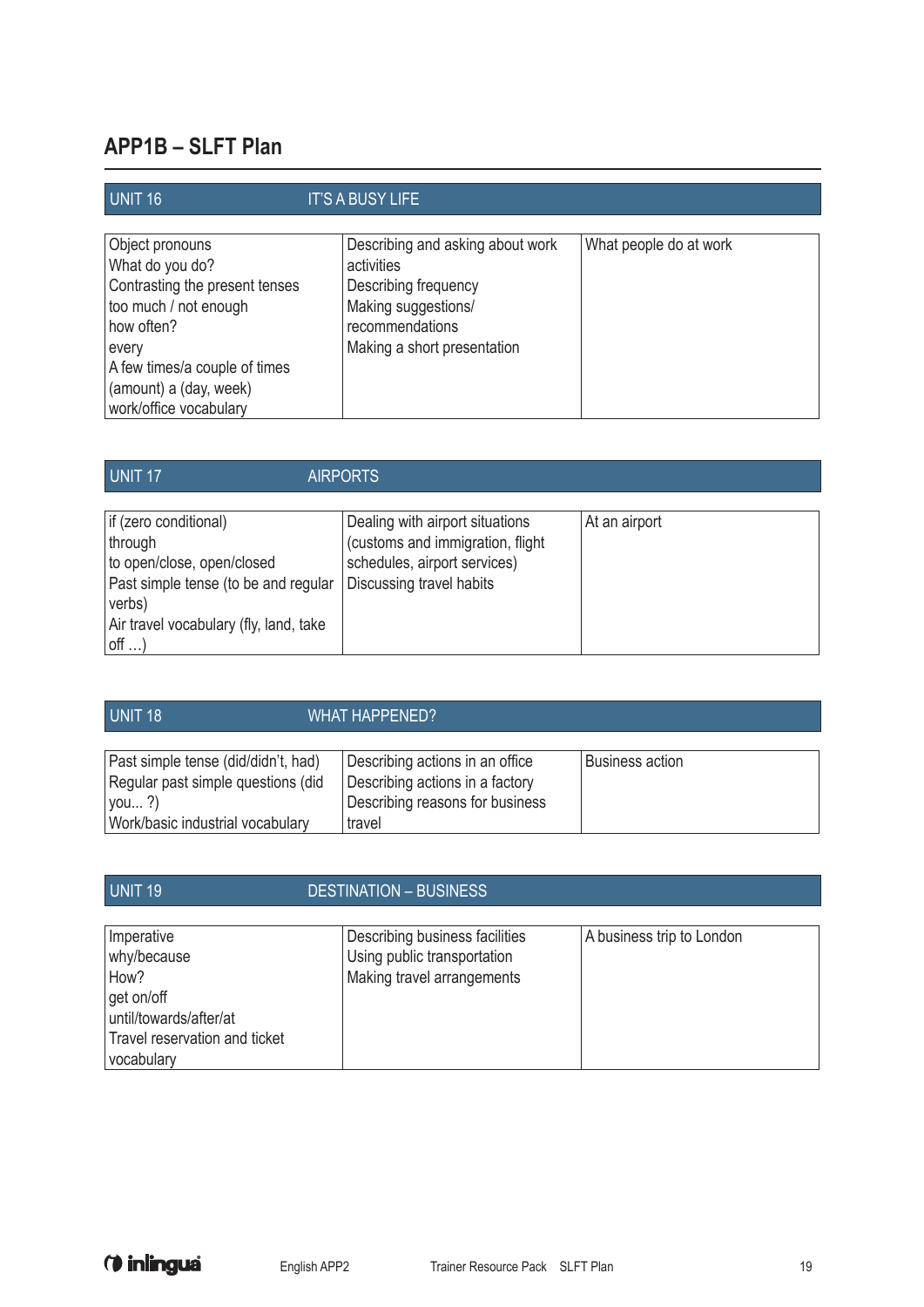## APP1B – SLFT Plan

| UNIT 16 | IT'S A BUSY LIFE | |
|---|---|---|
| Object pronouns<br>What do you do?<br>Contrasting the present tenses<br>too much / not enough<br>how often?<br>every<br>A few times/a couple of times<br>(amount) a (day, week)<br>work/office vocabulary | Describing and asking about work activities<br>Describing frequency<br>Making suggestions/ recommendations<br>Making a short presentation | What people do at work |

| UNIT 17 | AIRPORTS | |
|---|---|---|
| if (zero conditional)<br>through<br>to open/close, open/closed<br>Past simple tense (to be and regular verbs)<br>Air travel vocabulary (fly, land, take off …) | Dealing with airport situations (customs and immigration, flight schedules, airport services)<br>Discussing travel habits | At an airport |

| UNIT 18 | WHAT HAPPENED? | |
|---|---|---|
| Past simple tense (did/didn't, had)<br>Regular past simple questions (did you... ?)<br>Work/basic industrial vocabulary | Describing actions in an office<br>Describing actions in a factory<br>Describing reasons for business travel | Business action |

| UNIT 19 | DESTINATION – BUSINESS | |
|---|---|---|
| Imperative<br>why/because<br>How?<br>get on/off<br>until/towards/after/at<br>Travel reservation and ticket vocabulary | Describing business facilities<br>Using public transportation<br>Making travel arrangements | A business trip to London |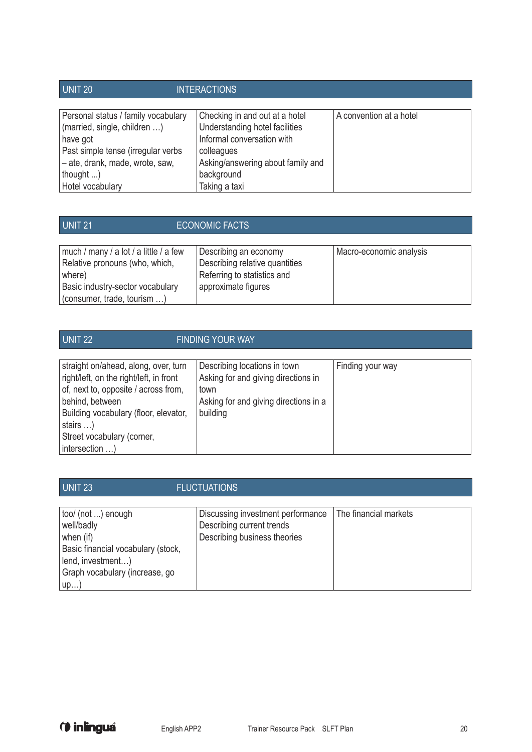| UNIT 20 | INTERACTIONS | |
|---|---|---|
| Personal status / family vocabulary (married, single, children …)<br>have got<br>Past simple tense (irregular verbs – ate, drank, made, wrote, saw, thought ...)<br>Hotel vocabulary | Checking in and out at a hotel<br>Understanding hotel facilities<br>Informal conversation with colleagues<br>Asking/answering about family and background<br>Taking a taxi | A convention at a hotel |

| UNIT 21 | ECONOMIC FACTS | |
|---|---|---|
| much / many / a lot / a little / a few<br>Relative pronouns (who, which, where)<br>Basic industry-sector vocabulary (consumer, trade, tourism …) | Describing an economy<br>Describing relative quantities<br>Referring to statistics and approximate figures | Macro-economic analysis |

| UNIT 22 | FINDING YOUR WAY | |
|---|---|---|
| straight on/ahead, along, over, turn right/left, on the right/left, in front of, next to, opposite / across from, behind, between<br>Building vocabulary (floor, elevator, stairs …)<br>Street vocabulary (corner, intersection …) | Describing locations in town<br>Asking for and giving directions in town<br>Asking for and giving directions in a building | Finding your way |

| UNIT 23 | FLUCTUATIONS | |
|---|---|---|
| too/ (not ...) enough<br>well/badly<br>when (if)<br>Basic financial vocabulary (stock, lend, investment…)<br>Graph vocabulary (increase, go up…) | Discussing investment performance<br>Describing current trends<br>Describing business theories | The financial markets |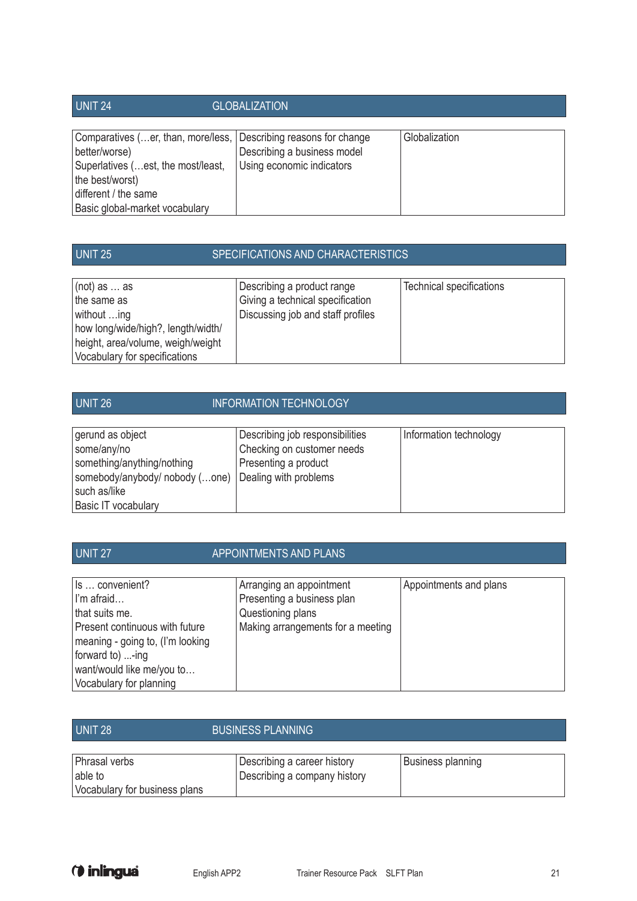## UNIT 24 GLOBALIZATION

| | | |
|---|---|---|
| Comparatives (…er, than, more/less, better/worse)<br>Superlatives (…est, the most/least, the best/worst)<br>different / the same<br>Basic global-market vocabulary | Describing reasons for change<br>Describing a business model<br>Using economic indicators | Globalization |

## UNIT 25 SPECIFICATIONS AND CHARACTERISTICS

| | | |
|---|---|---|
| (not) as … as<br>the same as<br>without …ing<br>how long/wide/high?, length/width/height, area/volume, weigh/weight<br>Vocabulary for specifications | Describing a product range<br>Giving a technical specification<br>Discussing job and staff profiles | Technical specifications |

## UNIT 26 INFORMATION TECHNOLOGY

| | | |
|---|---|---|
| gerund as object<br>some/any/no<br>something/anything/nothing<br>somebody/anybody/ nobody (…one)<br>such as/like<br>Basic IT vocabulary | Describing job responsibilities<br>Checking on customer needs<br>Presenting a product<br>Dealing with problems | Information technology |

## UNIT 27 APPOINTMENTS AND PLANS

| | | |
|---|---|---|
| Is … convenient?<br>I'm afraid…<br>that suits me.<br>Present continuous with future meaning - going to, (I'm looking forward to) ...-ing<br>want/would like me/you to…<br>Vocabulary for planning | Arranging an appointment<br>Presenting a business plan<br>Questioning plans<br>Making arrangements for a meeting | Appointments and plans |

## UNIT 28 BUSINESS PLANNING

| | | |
|---|---|---|
| Phrasal verbs<br>able to<br>Vocabulary for business plans | Describing a career history<br>Describing a company history | Business planning |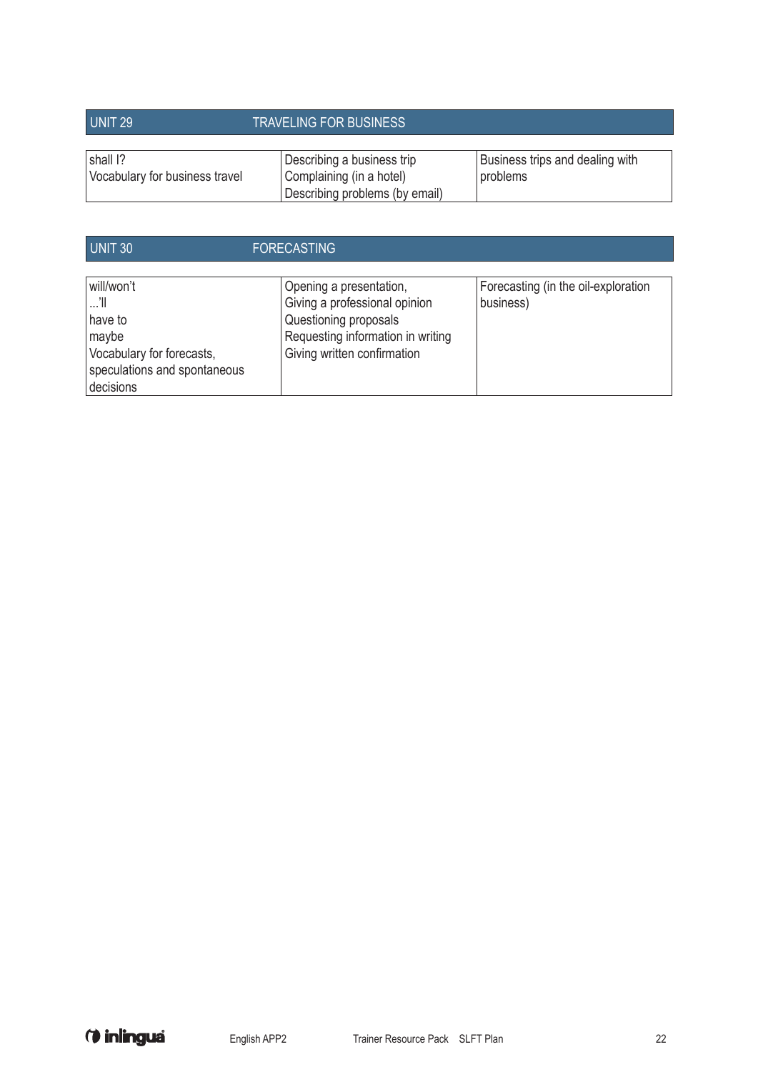## UNIT 29 TRAVELING FOR BUSINESS

| | | |
|---|---|---|
| shall I?<br>Vocabulary for business travel | Describing a business trip<br>Complaining (in a hotel)<br>Describing problems (by email) | Business trips and dealing with problems |

## UNIT 30 FORECASTING

| | | |
|---|---|---|
| will/won't<br>...'ll<br>have to<br>maybe<br>Vocabulary for forecasts, speculations and spontaneous decisions | Opening a presentation,<br>Giving a professional opinion<br>Questioning proposals<br>Requesting information in writing<br>Giving written confirmation | Forecasting (in the oil-exploration business) |